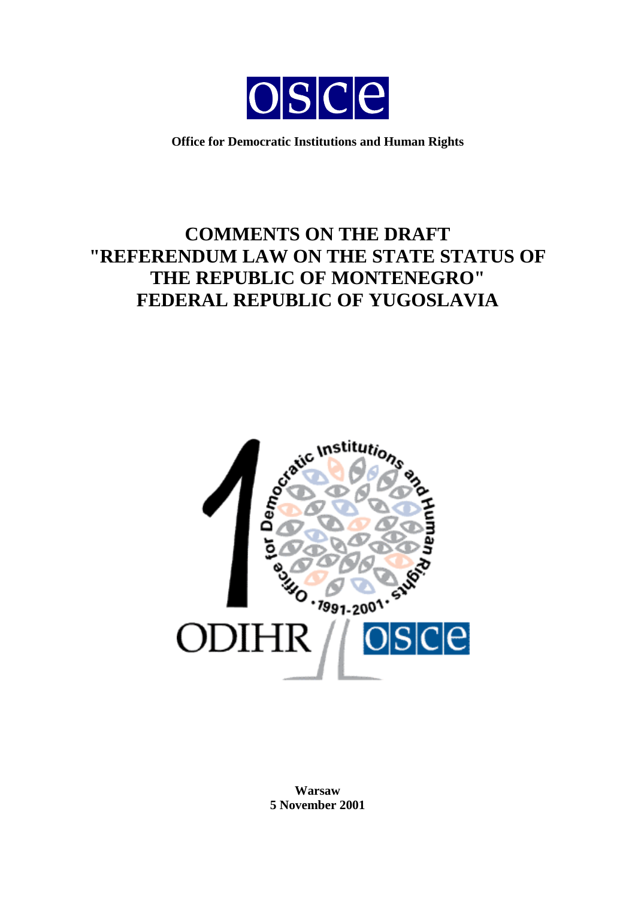**Office for Democratic Institutions and Human Rights**

# COMMENTS ON THE DRAFT "REFERENDUM LAW ON THE STATE STATUS OF THE REPUBLIC OF MONTENEGRO" FEDERAL REPUBLIC OF YUGOSLAVIA

**Warsaw**
**5 November 2001**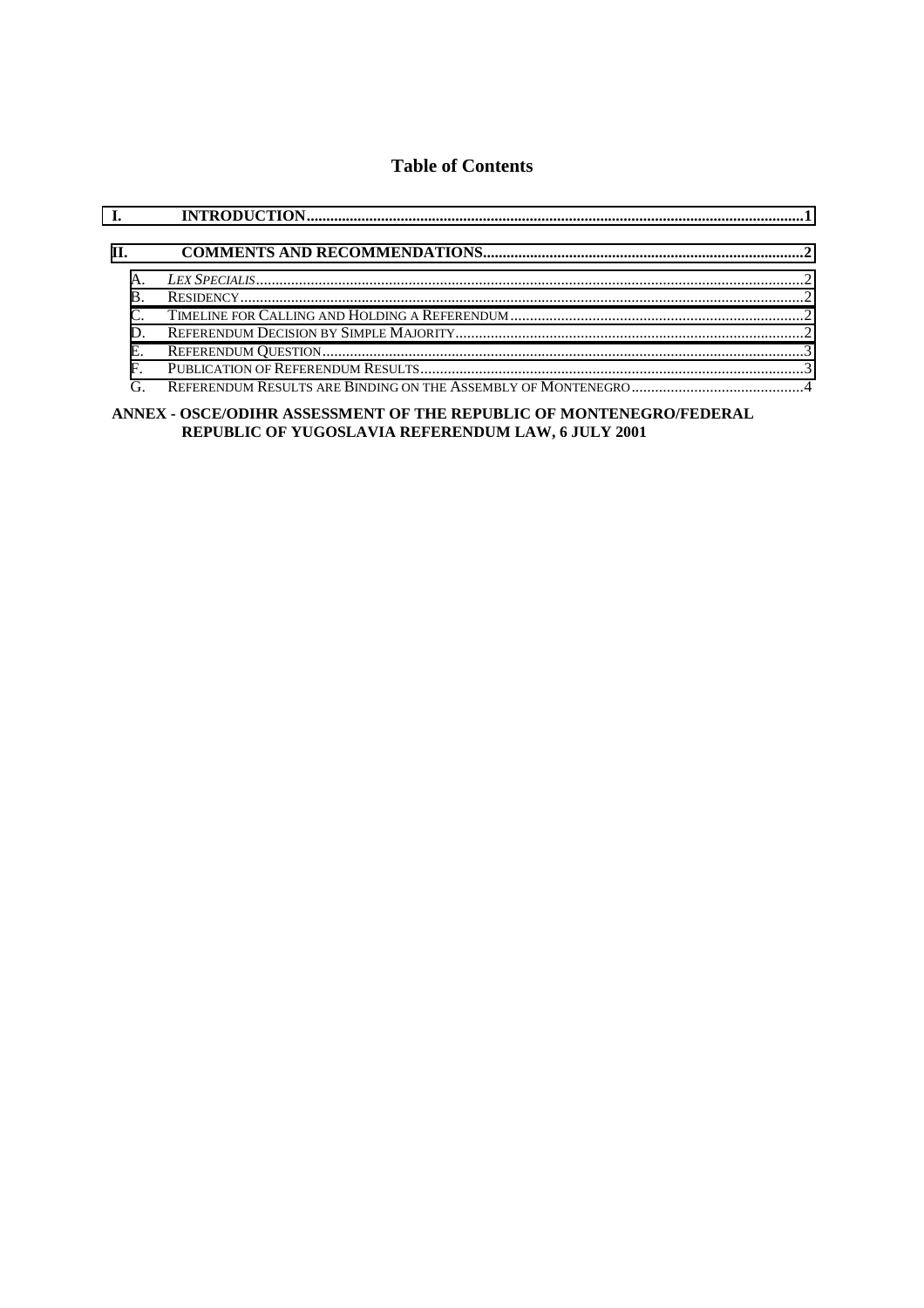# Table of Contents

I. INTRODUCTION ........................................................ 1

II. COMMENTS AND RECOMMENDATIONS ........................................................ 2

- A. *LEX SPECIALIS* ........................................................ 2
- B. RESIDENCY ........................................................ 2
- C. TIMELINE FOR CALLING AND HOLDING A REFERENDUM ........................................................ 2
- D. REFERENDUM DECISION BY SIMPLE MAJORITY ........................................................ 2
- E. REFERENDUM QUESTION ........................................................ 3
- F. PUBLICATION OF REFERENDUM RESULTS ........................................................ 3
- G. REFERENDUM RESULTS ARE BINDING ON THE ASSEMBLY OF MONTENEGRO ........................................................ 4

**ANNEX - OSCE/ODIHR ASSESSMENT OF THE REPUBLIC OF MONTENEGRO/FEDERAL REPUBLIC OF YUGOSLAVIA REFERENDUM LAW, 6 JULY 2001**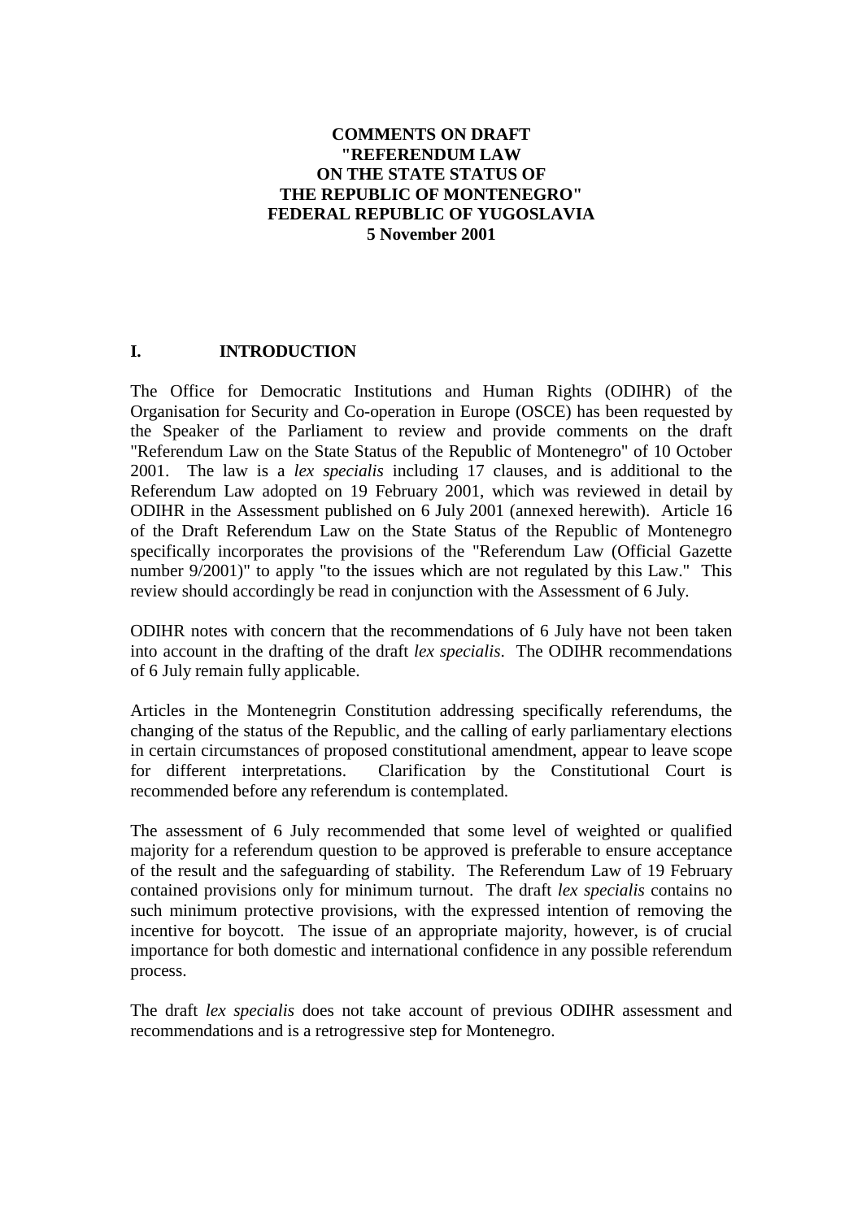**COMMENTS ON DRAFT**
**"REFERENDUM LAW**
**ON THE STATE STATUS OF**
**THE REPUBLIC OF MONTENEGRO"**
**FEDERAL REPUBLIC OF YUGOSLAVIA**
**5 November 2001**

## I. INTRODUCTION

The Office for Democratic Institutions and Human Rights (ODIHR) of the Organisation for Security and Co-operation in Europe (OSCE) has been requested by the Speaker of the Parliament to review and provide comments on the draft "Referendum Law on the State Status of the Republic of Montenegro" of 10 October 2001. The law is a *lex specialis* including 17 clauses, and is additional to the Referendum Law adopted on 19 February 2001, which was reviewed in detail by ODIHR in the Assessment published on 6 July 2001 (annexed herewith). Article 16 of the Draft Referendum Law on the State Status of the Republic of Montenegro specifically incorporates the provisions of the "Referendum Law (Official Gazette number 9/2001)" to apply "to the issues which are not regulated by this Law." This review should accordingly be read in conjunction with the Assessment of 6 July.

ODIHR notes with concern that the recommendations of 6 July have not been taken into account in the drafting of the draft *lex specialis*. The ODIHR recommendations of 6 July remain fully applicable.

Articles in the Montenegrin Constitution addressing specifically referendums, the changing of the status of the Republic, and the calling of early parliamentary elections in certain circumstances of proposed constitutional amendment, appear to leave scope for different interpretations. Clarification by the Constitutional Court is recommended before any referendum is contemplated.

The assessment of 6 July recommended that some level of weighted or qualified majority for a referendum question to be approved is preferable to ensure acceptance of the result and the safeguarding of stability. The Referendum Law of 19 February contained provisions only for minimum turnout. The draft *lex specialis* contains no such minimum protective provisions, with the expressed intention of removing the incentive for boycott. The issue of an appropriate majority, however, is of crucial importance for both domestic and international confidence in any possible referendum process.

The draft *lex specialis* does not take account of previous ODIHR assessment and recommendations and is a retrogressive step for Montenegro.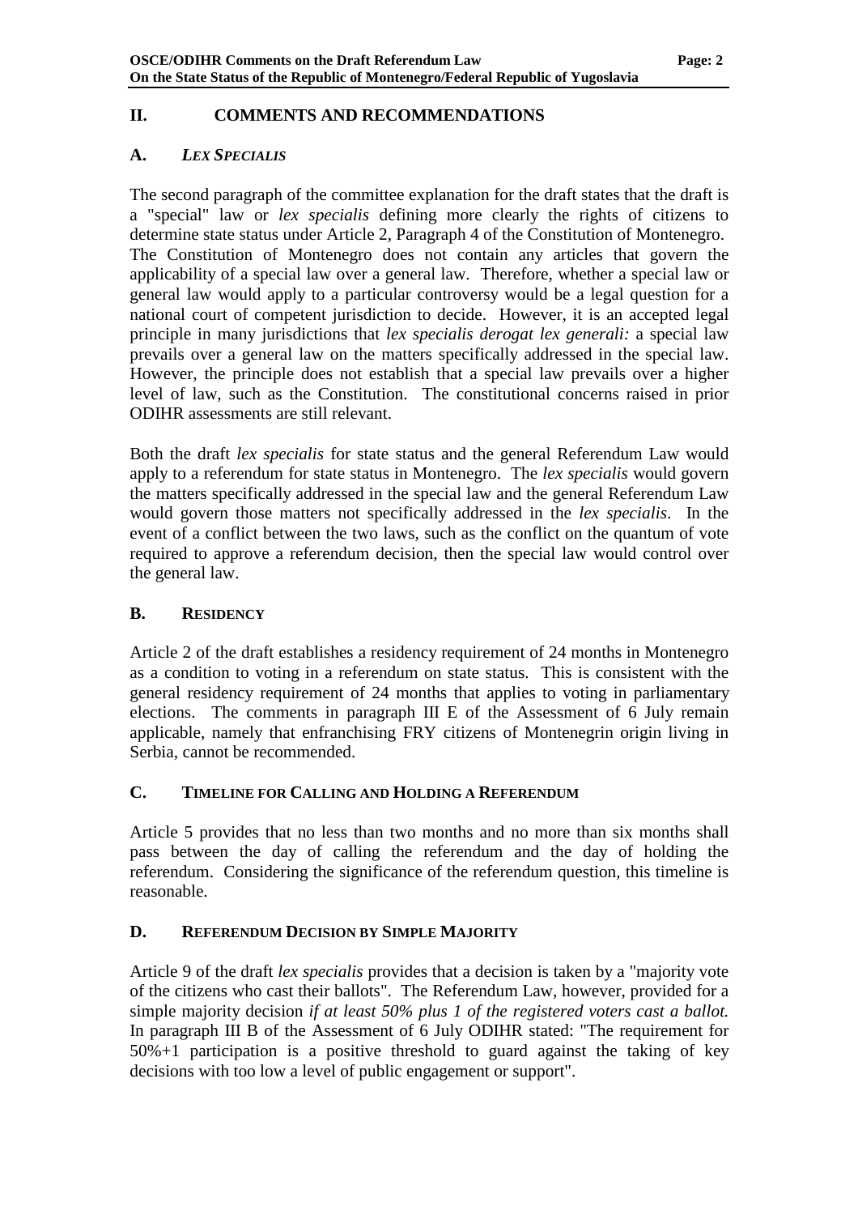## II. COMMENTS AND RECOMMENDATIONS

### A. *LEX SPECIALIS*

The second paragraph of the committee explanation for the draft states that the draft is a "special" law or *lex specialis* defining more clearly the rights of citizens to determine state status under Article 2, Paragraph 4 of the Constitution of Montenegro. The Constitution of Montenegro does not contain any articles that govern the applicability of a special law over a general law. Therefore, whether a special law or general law would apply to a particular controversy would be a legal question for a national court of competent jurisdiction to decide. However, it is an accepted legal principle in many jurisdictions that *lex specialis derogat lex generali:* a special law prevails over a general law on the matters specifically addressed in the special law. However, the principle does not establish that a special law prevails over a higher level of law, such as the Constitution. The constitutional concerns raised in prior ODIHR assessments are still relevant.

Both the draft *lex specialis* for state status and the general Referendum Law would apply to a referendum for state status in Montenegro. The *lex specialis* would govern the matters specifically addressed in the special law and the general Referendum Law would govern those matters not specifically addressed in the *lex specialis*. In the event of a conflict between the two laws, such as the conflict on the quantum of vote required to approve a referendum decision, then the special law would control over the general law.

### B. RESIDENCY

Article 2 of the draft establishes a residency requirement of 24 months in Montenegro as a condition to voting in a referendum on state status. This is consistent with the general residency requirement of 24 months that applies to voting in parliamentary elections. The comments in paragraph III E of the Assessment of 6 July remain applicable, namely that enfranchising FRY citizens of Montenegrin origin living in Serbia, cannot be recommended.

### C. TIMELINE FOR CALLING AND HOLDING A REFERENDUM

Article 5 provides that no less than two months and no more than six months shall pass between the day of calling the referendum and the day of holding the referendum. Considering the significance of the referendum question, this timeline is reasonable.

### D. REFERENDUM DECISION BY SIMPLE MAJORITY

Article 9 of the draft *lex specialis* provides that a decision is taken by a "majority vote of the citizens who cast their ballots". The Referendum Law, however, provided for a simple majority decision *if at least 50% plus 1 of the registered voters cast a ballot.* In paragraph III B of the Assessment of 6 July ODIHR stated: "The requirement for 50%+1 participation is a positive threshold to guard against the taking of key decisions with too low a level of public engagement or support".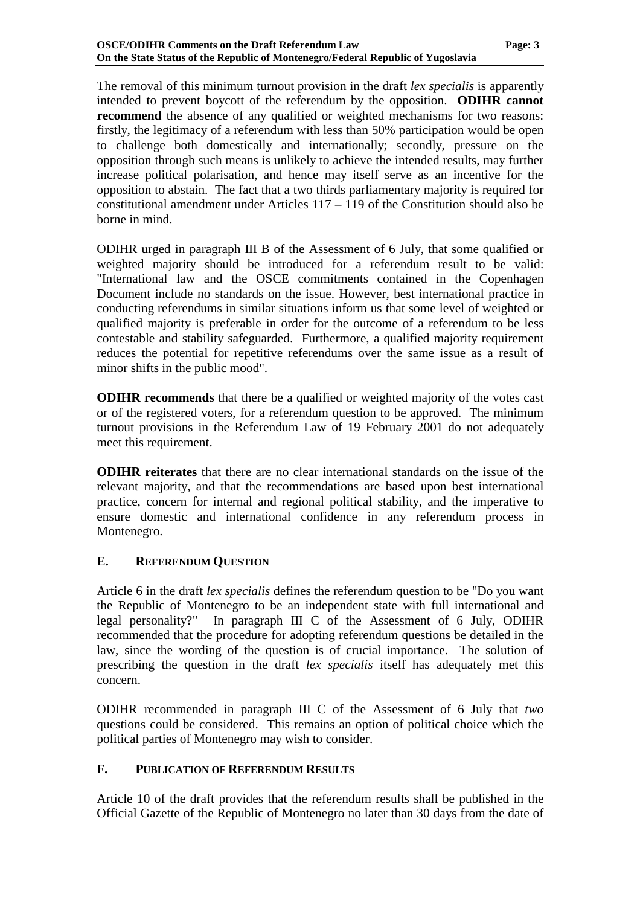The removal of this minimum turnout provision in the draft *lex specialis* is apparently intended to prevent boycott of the referendum by the opposition. **ODIHR cannot recommend** the absence of any qualified or weighted mechanisms for two reasons: firstly, the legitimacy of a referendum with less than 50% participation would be open to challenge both domestically and internationally; secondly, pressure on the opposition through such means is unlikely to achieve the intended results, may further increase political polarisation, and hence may itself serve as an incentive for the opposition to abstain. The fact that a two thirds parliamentary majority is required for constitutional amendment under Articles 117 – 119 of the Constitution should also be borne in mind.

ODIHR urged in paragraph III B of the Assessment of 6 July, that some qualified or weighted majority should be introduced for a referendum result to be valid: "International law and the OSCE commitments contained in the Copenhagen Document include no standards on the issue. However, best international practice in conducting referendums in similar situations inform us that some level of weighted or qualified majority is preferable in order for the outcome of a referendum to be less contestable and stability safeguarded. Furthermore, a qualified majority requirement reduces the potential for repetitive referendums over the same issue as a result of minor shifts in the public mood".

**ODIHR recommends** that there be a qualified or weighted majority of the votes cast or of the registered voters, for a referendum question to be approved. The minimum turnout provisions in the Referendum Law of 19 February 2001 do not adequately meet this requirement.

**ODIHR reiterates** that there are no clear international standards on the issue of the relevant majority, and that the recommendations are based upon best international practice, concern for internal and regional political stability, and the imperative to ensure domestic and international confidence in any referendum process in Montenegro.

### E. Referendum Question

Article 6 in the draft *lex specialis* defines the referendum question to be "Do you want the Republic of Montenegro to be an independent state with full international and legal personality?" In paragraph III C of the Assessment of 6 July, ODIHR recommended that the procedure for adopting referendum questions be detailed in the law, since the wording of the question is of crucial importance. The solution of prescribing the question in the draft *lex specialis* itself has adequately met this concern.

ODIHR recommended in paragraph III C of the Assessment of 6 July that *two* questions could be considered. This remains an option of political choice which the political parties of Montenegro may wish to consider.

### F. Publication of Referendum Results

Article 10 of the draft provides that the referendum results shall be published in the Official Gazette of the Republic of Montenegro no later than 30 days from the date of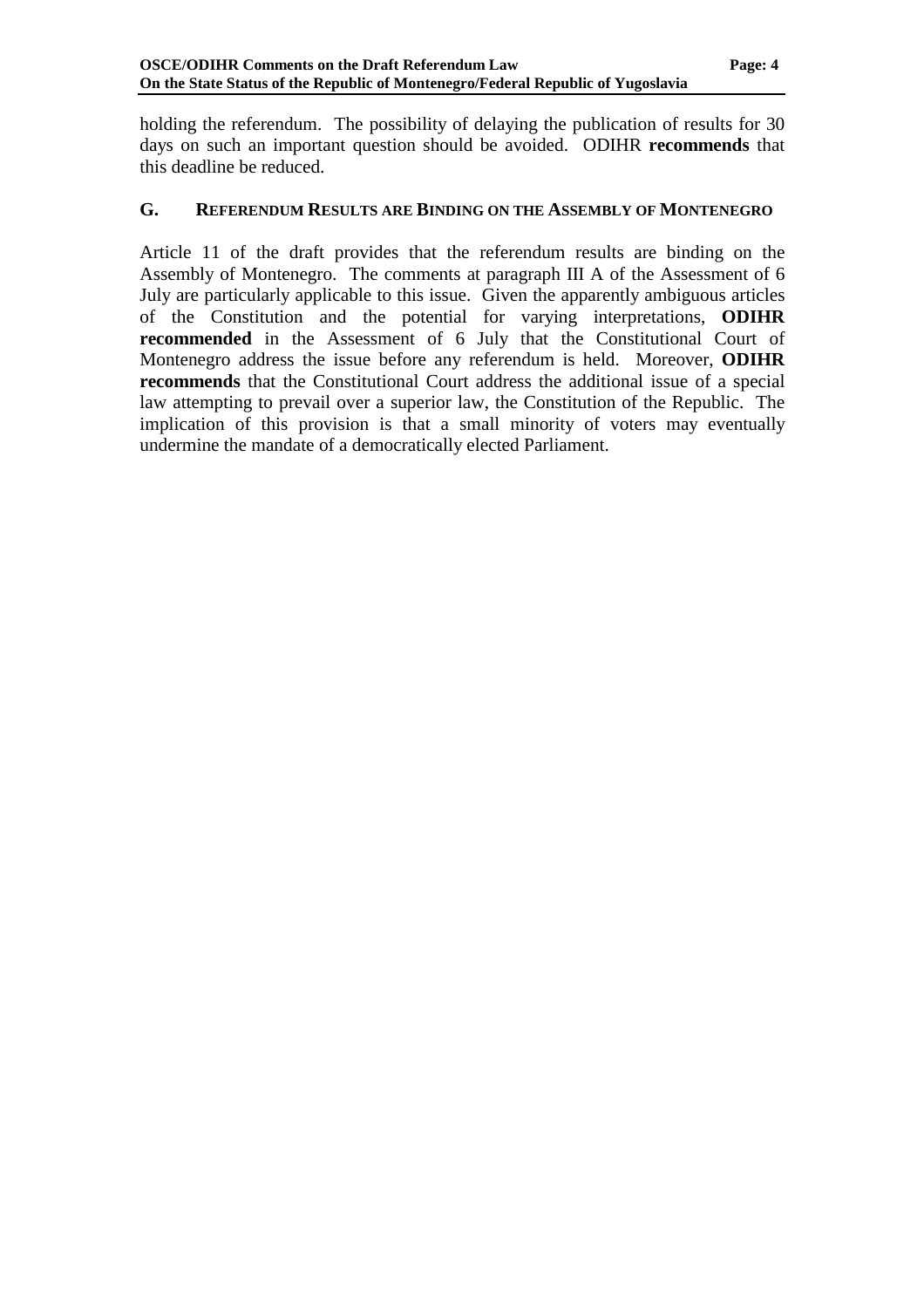holding the referendum. The possibility of delaying the publication of results for 30 days on such an important question should be avoided. ODIHR **recommends** that this deadline be reduced.

## G. Referendum Results are Binding on the Assembly of Montenegro

Article 11 of the draft provides that the referendum results are binding on the Assembly of Montenegro. The comments at paragraph III A of the Assessment of 6 July are particularly applicable to this issue. Given the apparently ambiguous articles of the Constitution and the potential for varying interpretations, **ODIHR recommended** in the Assessment of 6 July that the Constitutional Court of Montenegro address the issue before any referendum is held. Moreover, **ODIHR recommends** that the Constitutional Court address the additional issue of a special law attempting to prevail over a superior law, the Constitution of the Republic. The implication of this provision is that a small minority of voters may eventually undermine the mandate of a democratically elected Parliament.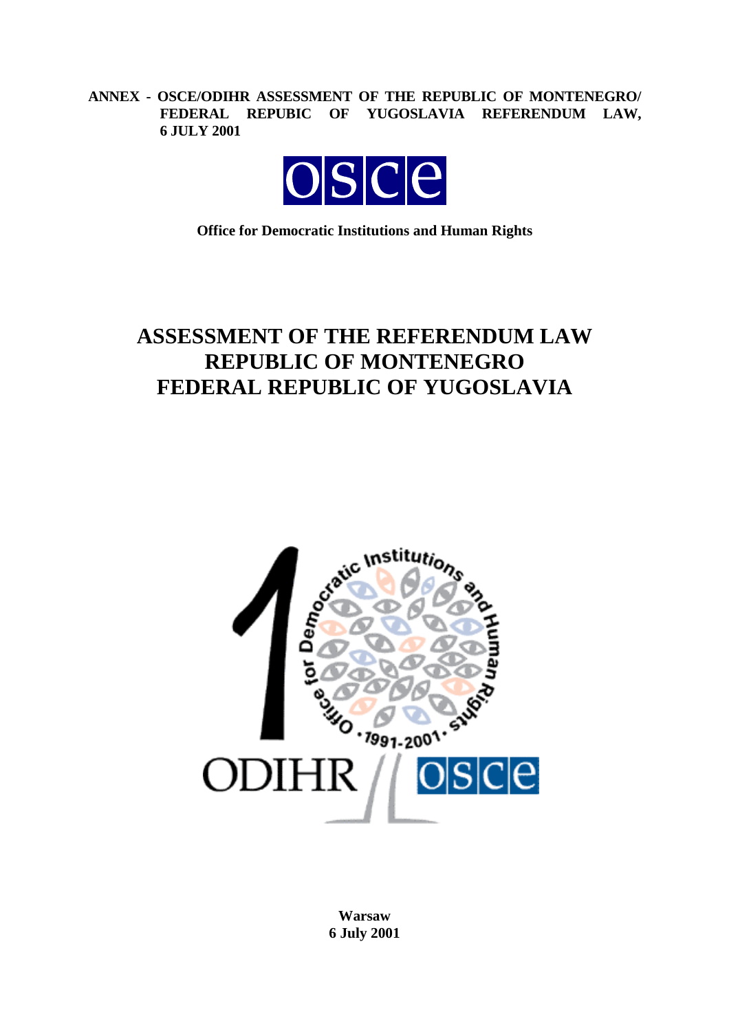**ANNEX - OSCE/ODIHR ASSESSMENT OF THE REPUBLIC OF MONTENEGRO/ FEDERAL REPUBIC OF YUGOSLAVIA REFERENDUM LAW, 6 JULY 2001**

**Office for Democratic Institutions and Human Rights**

# ASSESSMENT OF THE REFERENDUM LAW REPUBLIC OF MONTENEGRO FEDERAL REPUBLIC OF YUGOSLAVIA

**Warsaw**
**6 July 2001**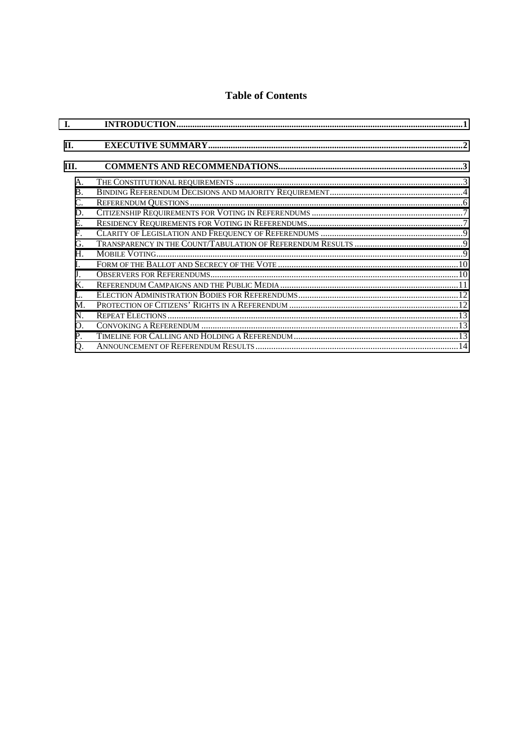# Table of Contents

I. INTRODUCTION ... 1

II. EXECUTIVE SUMMARY ... 2

III. COMMENTS AND RECOMMENDATIONS ... 3

- A. The Constitutional requirements ... 3
- B. Binding Referendum Decisions and majority Requirement ... 4
- C. Referendum Questions ... 6
- D. Citizenship Requirements for Voting in Referendums ... 7
- E. Residency Requirements for Voting in Referendums ... 7
- F. Clarity of Legislation and Frequency of Referendums ... 9
- G. Transparency in the Count/Tabulation of Referendum Results ... 9
- H. Mobile Voting ... 9
- I. Form of the Ballot and Secrecy of the Vote ... 10
- J. Observers for Referendums ... 10
- K. Referendum Campaigns and the Public Media ... 11
- L. Election Administration Bodies for Referendums ... 12
- M. Protection of Citizens' Rights in a Referendum ... 12
- N. Repeat Elections ... 13
- O. Convoking a Referendum ... 13
- P. Timeline for Calling and Holding a Referendum ... 13
- Q. Announcement of Referendum Results ... 14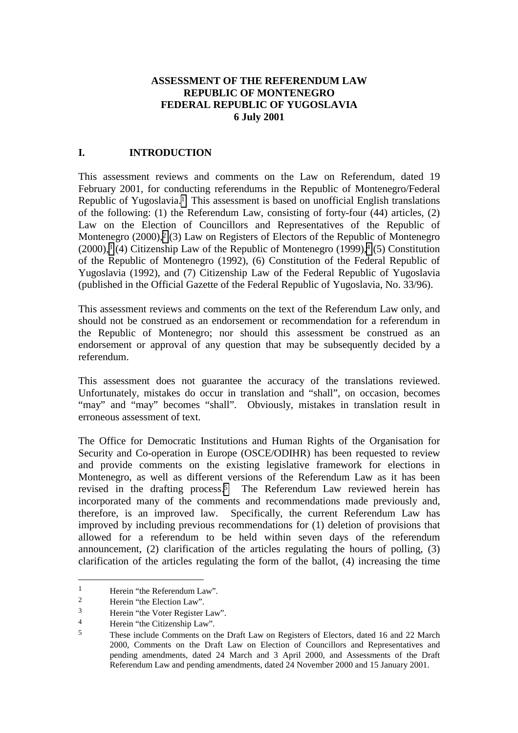**ASSESSMENT OF THE REFERENDUM LAW**
**REPUBLIC OF MONTENEGRO**
**FEDERAL REPUBLIC OF YUGOSLAVIA**
**6 July 2001**

## I. INTRODUCTION

This assessment reviews and comments on the Law on Referendum, dated 19 February 2001, for conducting referendums in the Republic of Montenegro/Federal Republic of Yugoslavia.[1] This assessment is based on unofficial English translations of the following: (1) the Referendum Law, consisting of forty-four (44) articles, (2) Law on the Election of Councillors and Representatives of the Republic of Montenegro (2000),[2] (3) Law on Registers of Electors of the Republic of Montenegro (2000),[3] (4) Citizenship Law of the Republic of Montenegro (1999),[4] (5) Constitution of the Republic of Montenegro (1992), (6) Constitution of the Federal Republic of Yugoslavia (1992), and (7) Citizenship Law of the Federal Republic of Yugoslavia (published in the Official Gazette of the Federal Republic of Yugoslavia, No. 33/96).

This assessment reviews and comments on the text of the Referendum Law only, and should not be construed as an endorsement or recommendation for a referendum in the Republic of Montenegro; nor should this assessment be construed as an endorsement or approval of any question that may be subsequently decided by a referendum.

This assessment does not guarantee the accuracy of the translations reviewed. Unfortunately, mistakes do occur in translation and "shall", on occasion, becomes "may" and "may" becomes "shall". Obviously, mistakes in translation result in erroneous assessment of text.

The Office for Democratic Institutions and Human Rights of the Organisation for Security and Co-operation in Europe (OSCE/ODIHR) has been requested to review and provide comments on the existing legislative framework for elections in Montenegro, as well as different versions of the Referendum Law as it has been revised in the drafting process.[5] The Referendum Law reviewed herein has incorporated many of the comments and recommendations made previously and, therefore, is an improved law. Specifically, the current Referendum Law has improved by including previous recommendations for (1) deletion of provisions that allowed for a referendum to be held within seven days of the referendum announcement, (2) clarification of the articles regulating the hours of polling, (3) clarification of the articles regulating the form of the ballot, (4) increasing the time

---

[1] Herein "the Referendum Law".

[2] Herein "the Election Law".

[3] Herein "the Voter Register Law".

[4] Herein "the Citizenship Law".

[5] These include Comments on the Draft Law on Registers of Electors, dated 16 and 22 March 2000, Comments on the Draft Law on Election of Councillors and Representatives and pending amendments, dated 24 March and 3 April 2000, and Assessments of the Draft Referendum Law and pending amendments, dated 24 November 2000 and 15 January 2001.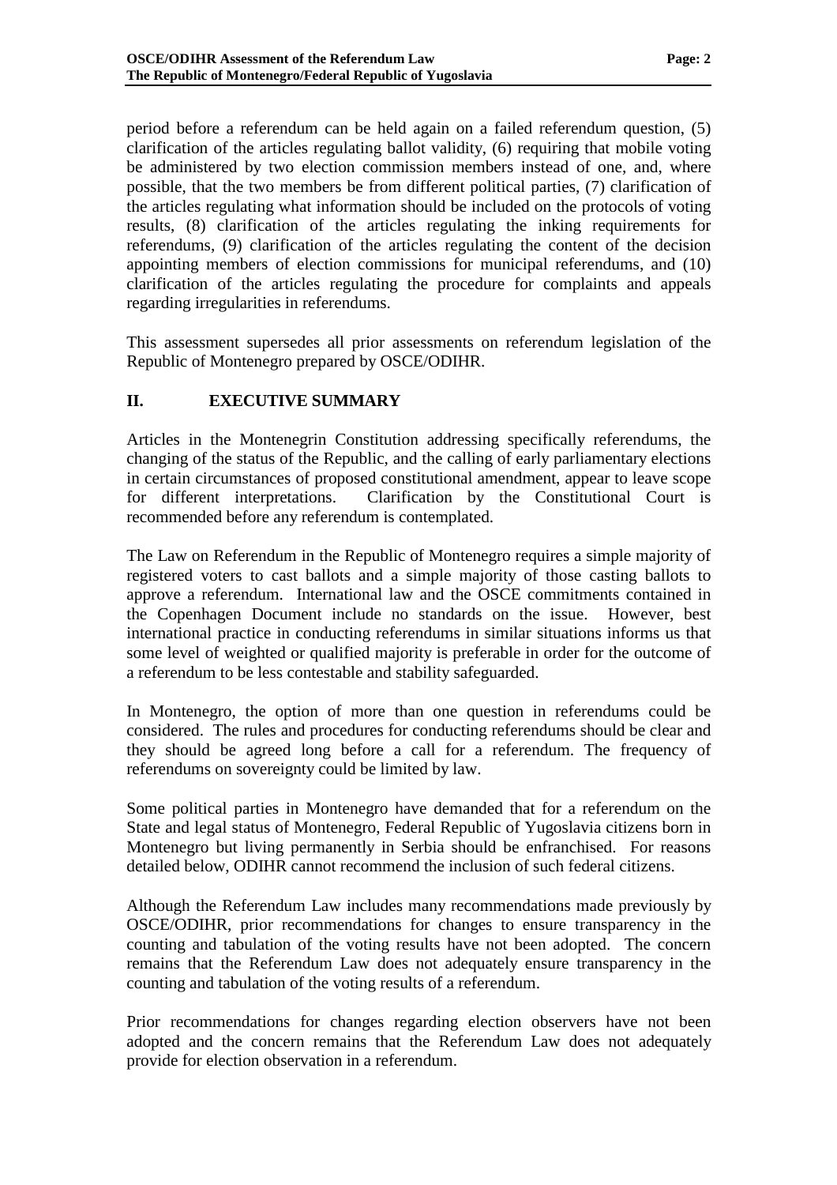period before a referendum can be held again on a failed referendum question, (5) clarification of the articles regulating ballot validity, (6) requiring that mobile voting be administered by two election commission members instead of one, and, where possible, that the two members be from different political parties, (7) clarification of the articles regulating what information should be included on the protocols of voting results, (8) clarification of the articles regulating the inking requirements for referendums, (9) clarification of the articles regulating the content of the decision appointing members of election commissions for municipal referendums, and (10) clarification of the articles regulating the procedure for complaints and appeals regarding irregularities in referendums.

This assessment supersedes all prior assessments on referendum legislation of the Republic of Montenegro prepared by OSCE/ODIHR.

## II. EXECUTIVE SUMMARY

Articles in the Montenegrin Constitution addressing specifically referendums, the changing of the status of the Republic, and the calling of early parliamentary elections in certain circumstances of proposed constitutional amendment, appear to leave scope for different interpretations. Clarification by the Constitutional Court is recommended before any referendum is contemplated.

The Law on Referendum in the Republic of Montenegro requires a simple majority of registered voters to cast ballots and a simple majority of those casting ballots to approve a referendum. International law and the OSCE commitments contained in the Copenhagen Document include no standards on the issue. However, best international practice in conducting referendums in similar situations informs us that some level of weighted or qualified majority is preferable in order for the outcome of a referendum to be less contestable and stability safeguarded.

In Montenegro, the option of more than one question in referendums could be considered. The rules and procedures for conducting referendums should be clear and they should be agreed long before a call for a referendum. The frequency of referendums on sovereignty could be limited by law.

Some political parties in Montenegro have demanded that for a referendum on the State and legal status of Montenegro, Federal Republic of Yugoslavia citizens born in Montenegro but living permanently in Serbia should be enfranchised. For reasons detailed below, ODIHR cannot recommend the inclusion of such federal citizens.

Although the Referendum Law includes many recommendations made previously by OSCE/ODIHR, prior recommendations for changes to ensure transparency in the counting and tabulation of the voting results have not been adopted. The concern remains that the Referendum Law does not adequately ensure transparency in the counting and tabulation of the voting results of a referendum.

Prior recommendations for changes regarding election observers have not been adopted and the concern remains that the Referendum Law does not adequately provide for election observation in a referendum.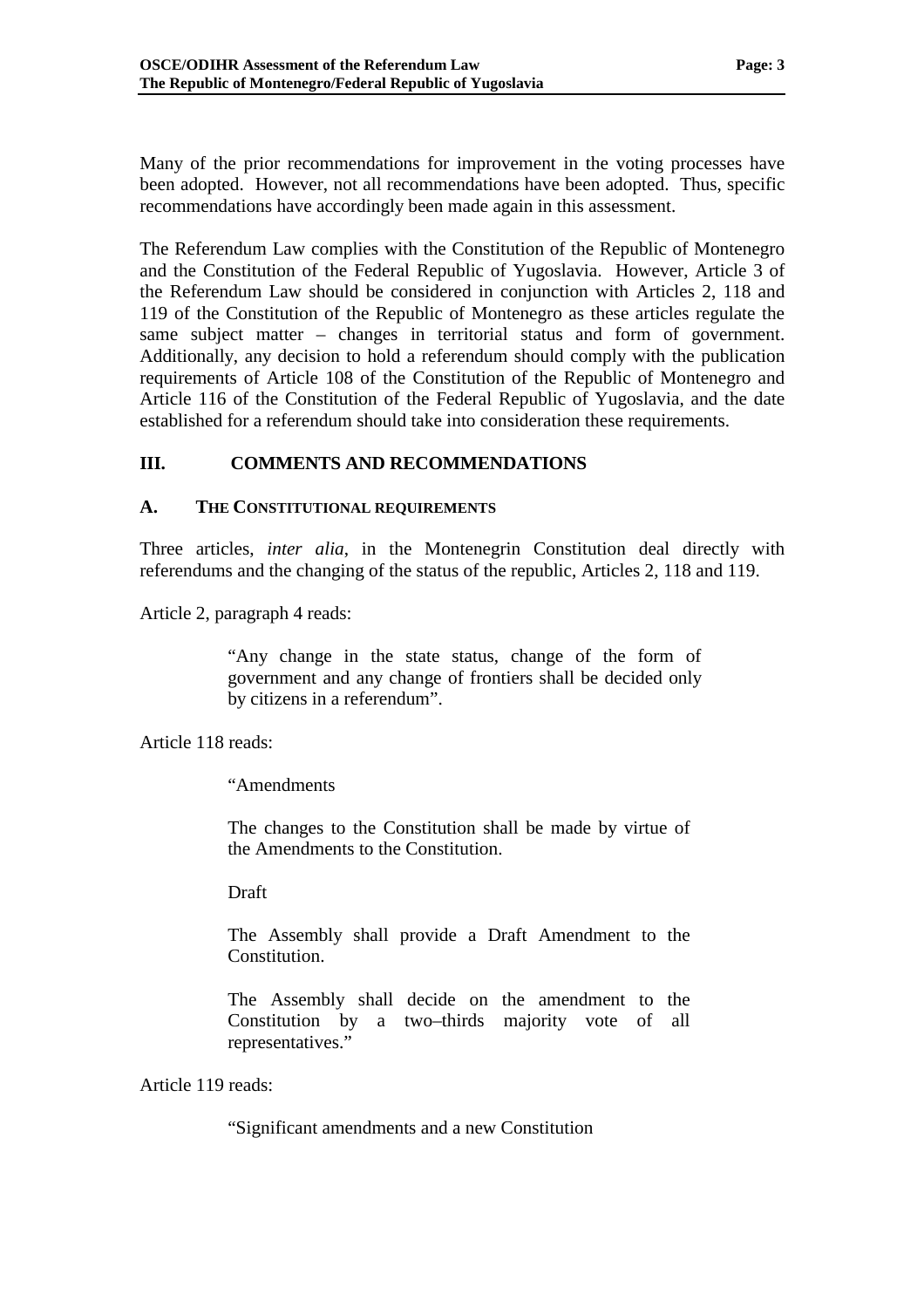Many of the prior recommendations for improvement in the voting processes have been adopted. However, not all recommendations have been adopted. Thus, specific recommendations have accordingly been made again in this assessment.

The Referendum Law complies with the Constitution of the Republic of Montenegro and the Constitution of the Federal Republic of Yugoslavia. However, Article 3 of the Referendum Law should be considered in conjunction with Articles 2, 118 and 119 of the Constitution of the Republic of Montenegro as these articles regulate the same subject matter – changes in territorial status and form of government. Additionally, any decision to hold a referendum should comply with the publication requirements of Article 108 of the Constitution of the Republic of Montenegro and Article 116 of the Constitution of the Federal Republic of Yugoslavia, and the date established for a referendum should take into consideration these requirements.

## III. COMMENTS AND RECOMMENDATIONS

### A. THE CONSTITUTIONAL REQUIREMENTS

Three articles, *inter alia*, in the Montenegrin Constitution deal directly with referendums and the changing of the status of the republic, Articles 2, 118 and 119.

Article 2, paragraph 4 reads:

> "Any change in the state status, change of the form of government and any change of frontiers shall be decided only by citizens in a referendum".

Article 118 reads:

> "Amendments
>
> The changes to the Constitution shall be made by virtue of the Amendments to the Constitution.
>
> Draft
>
> The Assembly shall provide a Draft Amendment to the Constitution.
>
> The Assembly shall decide on the amendment to the Constitution by a two–thirds majority vote of all representatives."

Article 119 reads:

> "Significant amendments and a new Constitution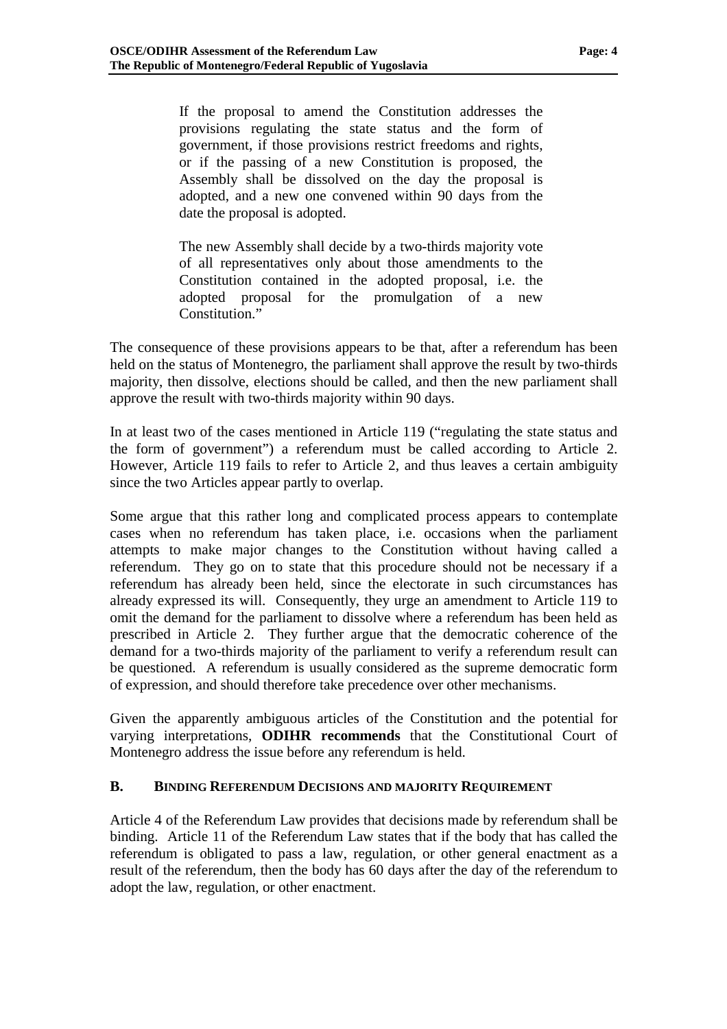> If the proposal to amend the Constitution addresses the provisions regulating the state status and the form of government, if those provisions restrict freedoms and rights, or if the passing of a new Constitution is proposed, the Assembly shall be dissolved on the day the proposal is adopted, and a new one convened within 90 days from the date the proposal is adopted.
>
> The new Assembly shall decide by a two-thirds majority vote of all representatives only about those amendments to the Constitution contained in the adopted proposal, i.e. the adopted proposal for the promulgation of a new Constitution."

The consequence of these provisions appears to be that, after a referendum has been held on the status of Montenegro, the parliament shall approve the result by two-thirds majority, then dissolve, elections should be called, and then the new parliament shall approve the result with two-thirds majority within 90 days.

In at least two of the cases mentioned in Article 119 ("regulating the state status and the form of government") a referendum must be called according to Article 2. However, Article 119 fails to refer to Article 2, and thus leaves a certain ambiguity since the two Articles appear partly to overlap.

Some argue that this rather long and complicated process appears to contemplate cases when no referendum has taken place, i.e. occasions when the parliament attempts to make major changes to the Constitution without having called a referendum. They go on to state that this procedure should not be necessary if a referendum has already been held, since the electorate in such circumstances has already expressed its will. Consequently, they urge an amendment to Article 119 to omit the demand for the parliament to dissolve where a referendum has been held as prescribed in Article 2. They further argue that the democratic coherence of the demand for a two-thirds majority of the parliament to verify a referendum result can be questioned. A referendum is usually considered as the supreme democratic form of expression, and should therefore take precedence over other mechanisms.

Given the apparently ambiguous articles of the Constitution and the potential for varying interpretations, **ODIHR recommends** that the Constitutional Court of Montenegro address the issue before any referendum is held.

### B. BINDING REFERENDUM DECISIONS AND MAJORITY REQUIREMENT

Article 4 of the Referendum Law provides that decisions made by referendum shall be binding. Article 11 of the Referendum Law states that if the body that has called the referendum is obligated to pass a law, regulation, or other general enactment as a result of the referendum, then the body has 60 days after the day of the referendum to adopt the law, regulation, or other enactment.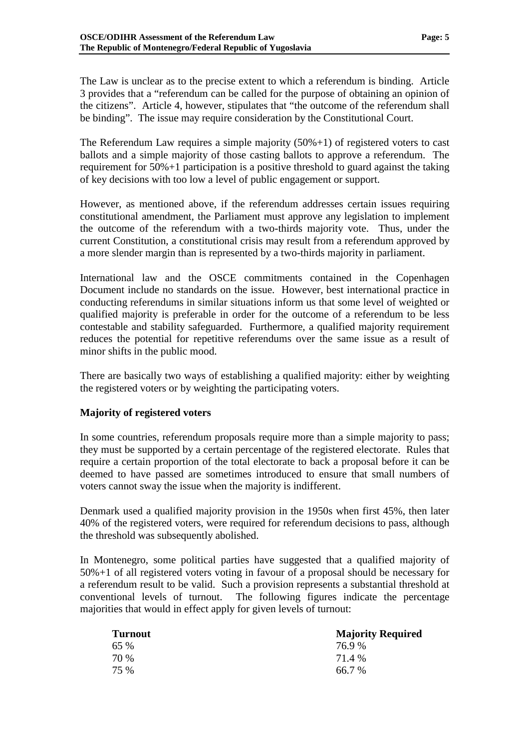The Law is unclear as to the precise extent to which a referendum is binding. Article 3 provides that a "referendum can be called for the purpose of obtaining an opinion of the citizens". Article 4, however, stipulates that "the outcome of the referendum shall be binding". The issue may require consideration by the Constitutional Court.

The Referendum Law requires a simple majority (50%+1) of registered voters to cast ballots and a simple majority of those casting ballots to approve a referendum. The requirement for 50%+1 participation is a positive threshold to guard against the taking of key decisions with too low a level of public engagement or support.

However, as mentioned above, if the referendum addresses certain issues requiring constitutional amendment, the Parliament must approve any legislation to implement the outcome of the referendum with a two-thirds majority vote. Thus, under the current Constitution, a constitutional crisis may result from a referendum approved by a more slender margin than is represented by a two-thirds majority in parliament.

International law and the OSCE commitments contained in the Copenhagen Document include no standards on the issue. However, best international practice in conducting referendums in similar situations inform us that some level of weighted or qualified majority is preferable in order for the outcome of a referendum to be less contestable and stability safeguarded. Furthermore, a qualified majority requirement reduces the potential for repetitive referendums over the same issue as a result of minor shifts in the public mood.

There are basically two ways of establishing a qualified majority: either by weighting the registered voters or by weighting the participating voters.

**Majority of registered voters**

In some countries, referendum proposals require more than a simple majority to pass; they must be supported by a certain percentage of the registered electorate. Rules that require a certain proportion of the total electorate to back a proposal before it can be deemed to have passed are sometimes introduced to ensure that small numbers of voters cannot sway the issue when the majority is indifferent.

Denmark used a qualified majority provision in the 1950s when first 45%, then later 40% of the registered voters, were required for referendum decisions to pass, although the threshold was subsequently abolished.

In Montenegro, some political parties have suggested that a qualified majority of 50%+1 of all registered voters voting in favour of a proposal should be necessary for a referendum result to be valid. Such a provision represents a substantial threshold at conventional levels of turnout. The following figures indicate the percentage majorities that would in effect apply for given levels of turnout:

| Turnout | Majority Required |
|---|---|
| 65 % | 76.9 % |
| 70 % | 71.4 % |
| 75 % | 66.7 % |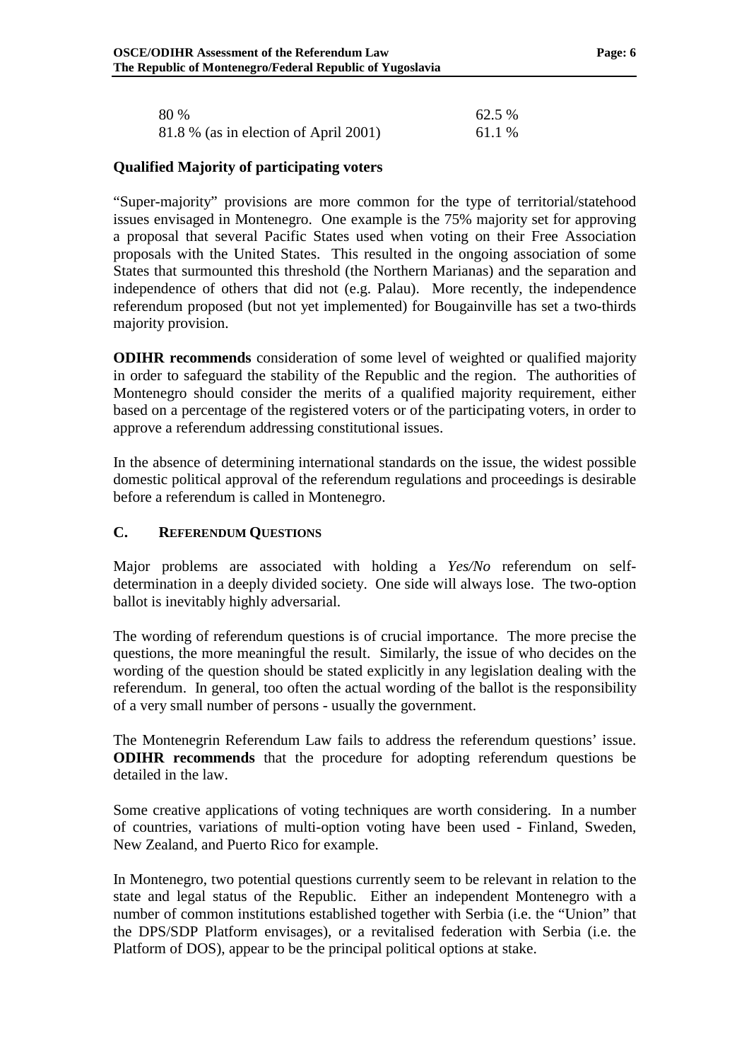| | |
|---|---|
| 80 % | 62.5 % |
| 81.8 % (as in election of April 2001) | 61.1 % |

### Qualified Majority of participating voters

"Super-majority" provisions are more common for the type of territorial/statehood issues envisaged in Montenegro. One example is the 75% majority set for approving a proposal that several Pacific States used when voting on their Free Association proposals with the United States. This resulted in the ongoing association of some States that surmounted this threshold (the Northern Marianas) and the separation and independence of others that did not (e.g. Palau). More recently, the independence referendum proposed (but not yet implemented) for Bougainville has set a two-thirds majority provision.

**ODIHR recommends** consideration of some level of weighted or qualified majority in order to safeguard the stability of the Republic and the region. The authorities of Montenegro should consider the merits of a qualified majority requirement, either based on a percentage of the registered voters or of the participating voters, in order to approve a referendum addressing constitutional issues.

In the absence of determining international standards on the issue, the widest possible domestic political approval of the referendum regulations and proceedings is desirable before a referendum is called in Montenegro.

## C. REFERENDUM QUESTIONS

Major problems are associated with holding a *Yes/No* referendum on self-determination in a deeply divided society. One side will always lose. The two-option ballot is inevitably highly adversarial.

The wording of referendum questions is of crucial importance. The more precise the questions, the more meaningful the result. Similarly, the issue of who decides on the wording of the question should be stated explicitly in any legislation dealing with the referendum. In general, too often the actual wording of the ballot is the responsibility of a very small number of persons - usually the government.

The Montenegrin Referendum Law fails to address the referendum questions' issue. **ODIHR recommends** that the procedure for adopting referendum questions be detailed in the law.

Some creative applications of voting techniques are worth considering. In a number of countries, variations of multi-option voting have been used - Finland, Sweden, New Zealand, and Puerto Rico for example.

In Montenegro, two potential questions currently seem to be relevant in relation to the state and legal status of the Republic. Either an independent Montenegro with a number of common institutions established together with Serbia (i.e. the "Union" that the DPS/SDP Platform envisages), or a revitalised federation with Serbia (i.e. the Platform of DOS), appear to be the principal political options at stake.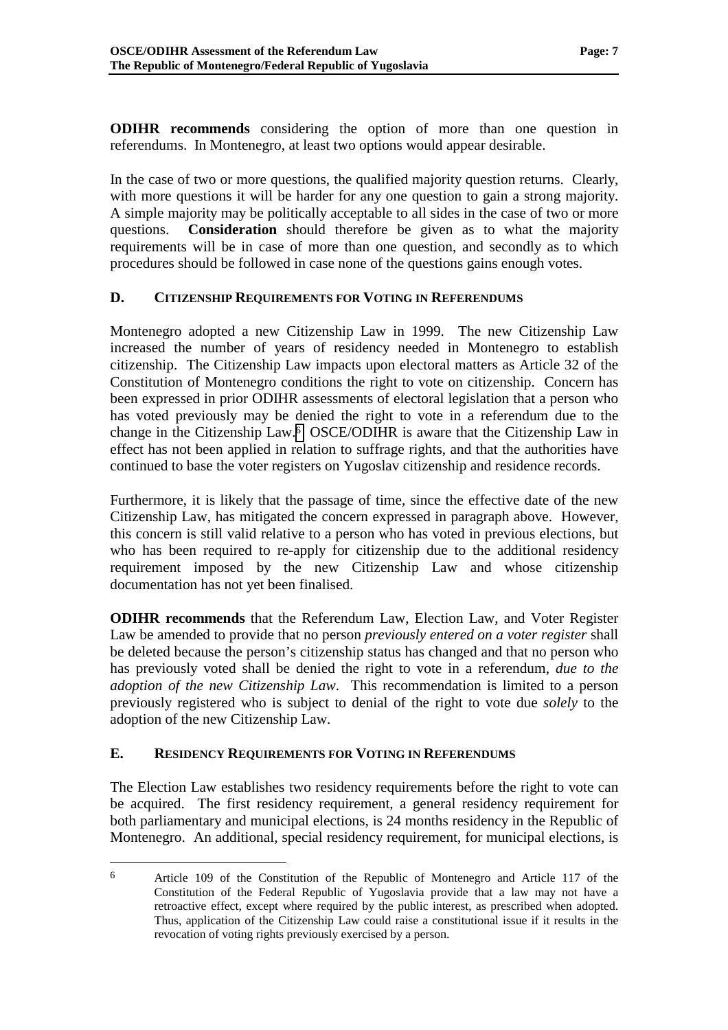**ODIHR recommends** considering the option of more than one question in referendums. In Montenegro, at least two options would appear desirable.

In the case of two or more questions, the qualified majority question returns. Clearly, with more questions it will be harder for any one question to gain a strong majority. A simple majority may be politically acceptable to all sides in the case of two or more questions. **Consideration** should therefore be given as to what the majority requirements will be in case of more than one question, and secondly as to which procedures should be followed in case none of the questions gains enough votes.

## D. CITIZENSHIP REQUIREMENTS FOR VOTING IN REFERENDUMS

Montenegro adopted a new Citizenship Law in 1999. The new Citizenship Law increased the number of years of residency needed in Montenegro to establish citizenship. The Citizenship Law impacts upon electoral matters as Article 32 of the Constitution of Montenegro conditions the right to vote on citizenship. Concern has been expressed in prior ODIHR assessments of electoral legislation that a person who has voted previously may be denied the right to vote in a referendum due to the change in the Citizenship Law.[6] OSCE/ODIHR is aware that the Citizenship Law in effect has not been applied in relation to suffrage rights, and that the authorities have continued to base the voter registers on Yugoslav citizenship and residence records.

Furthermore, it is likely that the passage of time, since the effective date of the new Citizenship Law, has mitigated the concern expressed in paragraph above. However, this concern is still valid relative to a person who has voted in previous elections, but who has been required to re-apply for citizenship due to the additional residency requirement imposed by the new Citizenship Law and whose citizenship documentation has not yet been finalised.

**ODIHR recommends** that the Referendum Law, Election Law, and Voter Register Law be amended to provide that no person *previously entered on a voter register* shall be deleted because the person's citizenship status has changed and that no person who has previously voted shall be denied the right to vote in a referendum, *due to the adoption of the new Citizenship Law*. This recommendation is limited to a person previously registered who is subject to denial of the right to vote due *solely* to the adoption of the new Citizenship Law.

## E. RESIDENCY REQUIREMENTS FOR VOTING IN REFERENDUMS

The Election Law establishes two residency requirements before the right to vote can be acquired. The first residency requirement, a general residency requirement for both parliamentary and municipal elections, is 24 months residency in the Republic of Montenegro. An additional, special residency requirement, for municipal elections, is

---

[6] Article 109 of the Constitution of the Republic of Montenegro and Article 117 of the Constitution of the Federal Republic of Yugoslavia provide that a law may not have a retroactive effect, except where required by the public interest, as prescribed when adopted. Thus, application of the Citizenship Law could raise a constitutional issue if it results in the revocation of voting rights previously exercised by a person.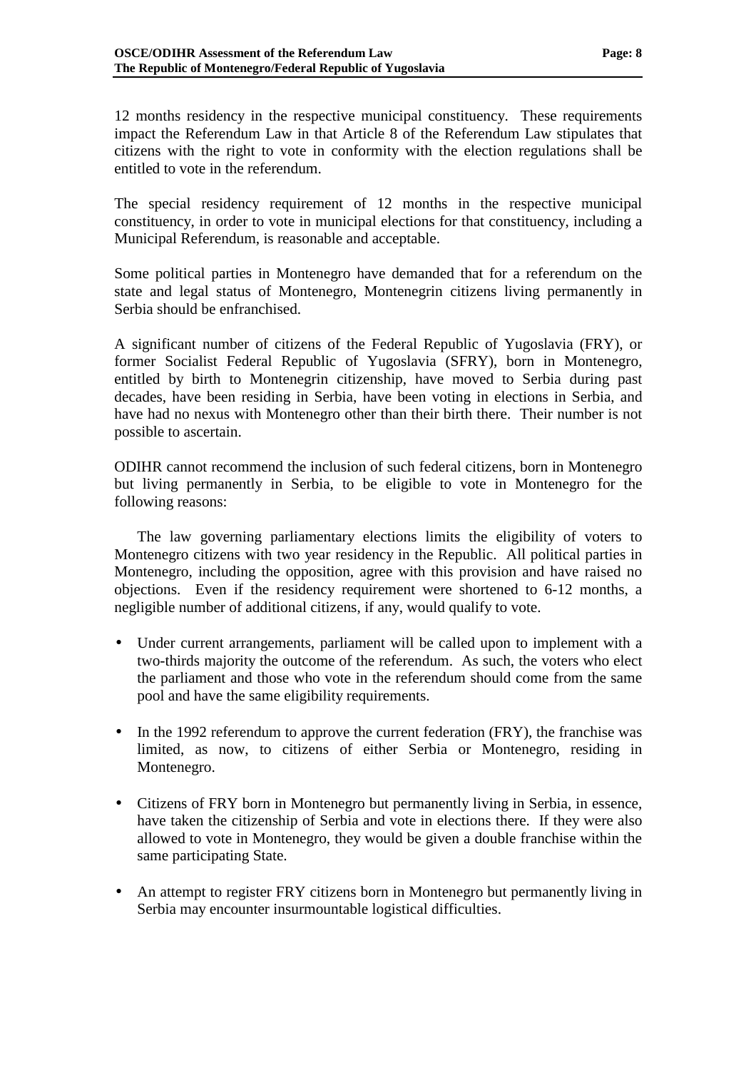12 months residency in the respective municipal constituency. These requirements impact the Referendum Law in that Article 8 of the Referendum Law stipulates that citizens with the right to vote in conformity with the election regulations shall be entitled to vote in the referendum.

The special residency requirement of 12 months in the respective municipal constituency, in order to vote in municipal elections for that constituency, including a Municipal Referendum, is reasonable and acceptable.

Some political parties in Montenegro have demanded that for a referendum on the state and legal status of Montenegro, Montenegrin citizens living permanently in Serbia should be enfranchised.

A significant number of citizens of the Federal Republic of Yugoslavia (FRY), or former Socialist Federal Republic of Yugoslavia (SFRY), born in Montenegro, entitled by birth to Montenegrin citizenship, have moved to Serbia during past decades, have been residing in Serbia, have been voting in elections in Serbia, and have had no nexus with Montenegro other than their birth there. Their number is not possible to ascertain.

ODIHR cannot recommend the inclusion of such federal citizens, born in Montenegro but living permanently in Serbia, to be eligible to vote in Montenegro for the following reasons:

The law governing parliamentary elections limits the eligibility of voters to Montenegro citizens with two year residency in the Republic. All political parties in Montenegro, including the opposition, agree with this provision and have raised no objections. Even if the residency requirement were shortened to 6-12 months, a negligible number of additional citizens, if any, would qualify to vote.

- Under current arrangements, parliament will be called upon to implement with a two-thirds majority the outcome of the referendum. As such, the voters who elect the parliament and those who vote in the referendum should come from the same pool and have the same eligibility requirements.

- In the 1992 referendum to approve the current federation (FRY), the franchise was limited, as now, to citizens of either Serbia or Montenegro, residing in Montenegro.

- Citizens of FRY born in Montenegro but permanently living in Serbia, in essence, have taken the citizenship of Serbia and vote in elections there. If they were also allowed to vote in Montenegro, they would be given a double franchise within the same participating State.

- An attempt to register FRY citizens born in Montenegro but permanently living in Serbia may encounter insurmountable logistical difficulties.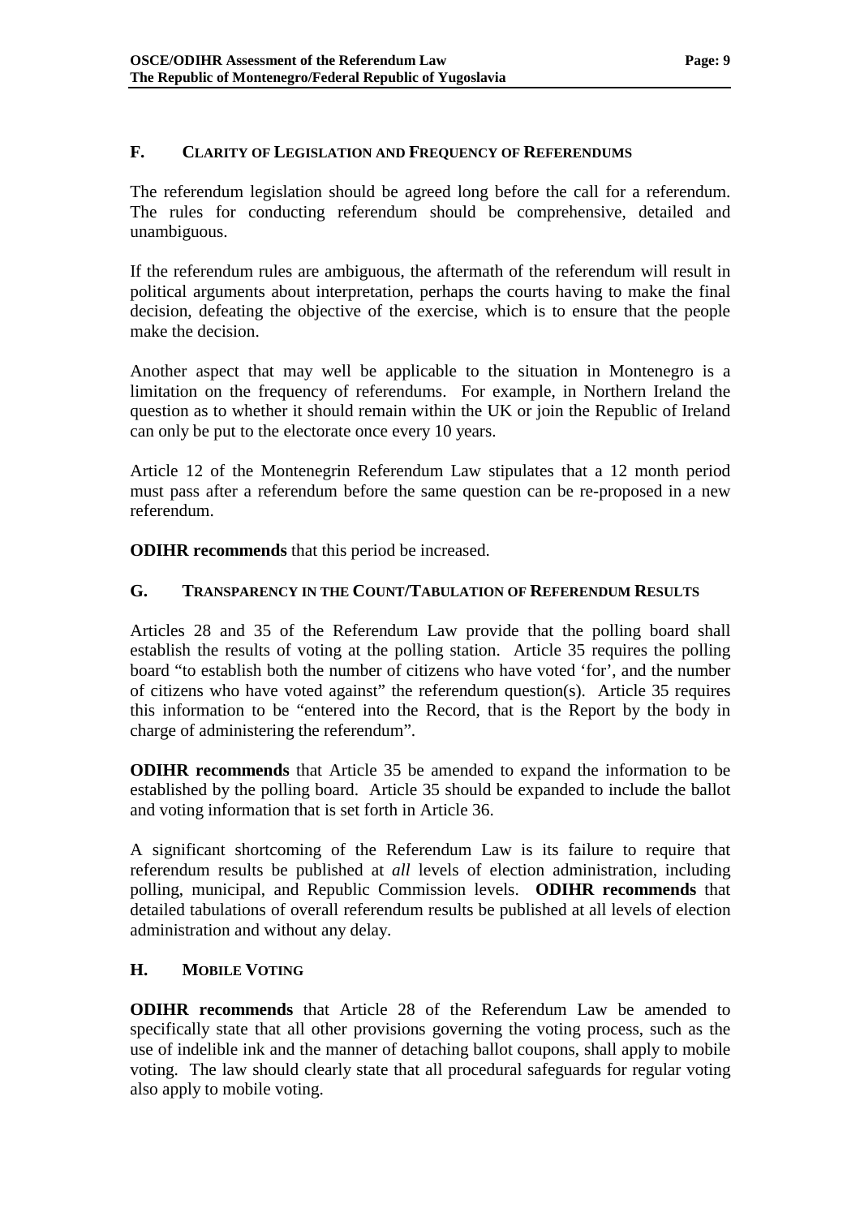## F. Clarity of Legislation and Frequency of Referendums

The referendum legislation should be agreed long before the call for a referendum. The rules for conducting referendum should be comprehensive, detailed and unambiguous.

If the referendum rules are ambiguous, the aftermath of the referendum will result in political arguments about interpretation, perhaps the courts having to make the final decision, defeating the objective of the exercise, which is to ensure that the people make the decision.

Another aspect that may well be applicable to the situation in Montenegro is a limitation on the frequency of referendums. For example, in Northern Ireland the question as to whether it should remain within the UK or join the Republic of Ireland can only be put to the electorate once every 10 years.

Article 12 of the Montenegrin Referendum Law stipulates that a 12 month period must pass after a referendum before the same question can be re-proposed in a new referendum.

**ODIHR recommends** that this period be increased.

## G. Transparency in the Count/Tabulation of Referendum Results

Articles 28 and 35 of the Referendum Law provide that the polling board shall establish the results of voting at the polling station. Article 35 requires the polling board "to establish both the number of citizens who have voted 'for', and the number of citizens who have voted against" the referendum question(s). Article 35 requires this information to be "entered into the Record, that is the Report by the body in charge of administering the referendum".

**ODIHR recommends** that Article 35 be amended to expand the information to be established by the polling board. Article 35 should be expanded to include the ballot and voting information that is set forth in Article 36.

A significant shortcoming of the Referendum Law is its failure to require that referendum results be published at *all* levels of election administration, including polling, municipal, and Republic Commission levels. **ODIHR recommends** that detailed tabulations of overall referendum results be published at all levels of election administration and without any delay.

## H. Mobile Voting

**ODIHR recommends** that Article 28 of the Referendum Law be amended to specifically state that all other provisions governing the voting process, such as the use of indelible ink and the manner of detaching ballot coupons, shall apply to mobile voting. The law should clearly state that all procedural safeguards for regular voting also apply to mobile voting.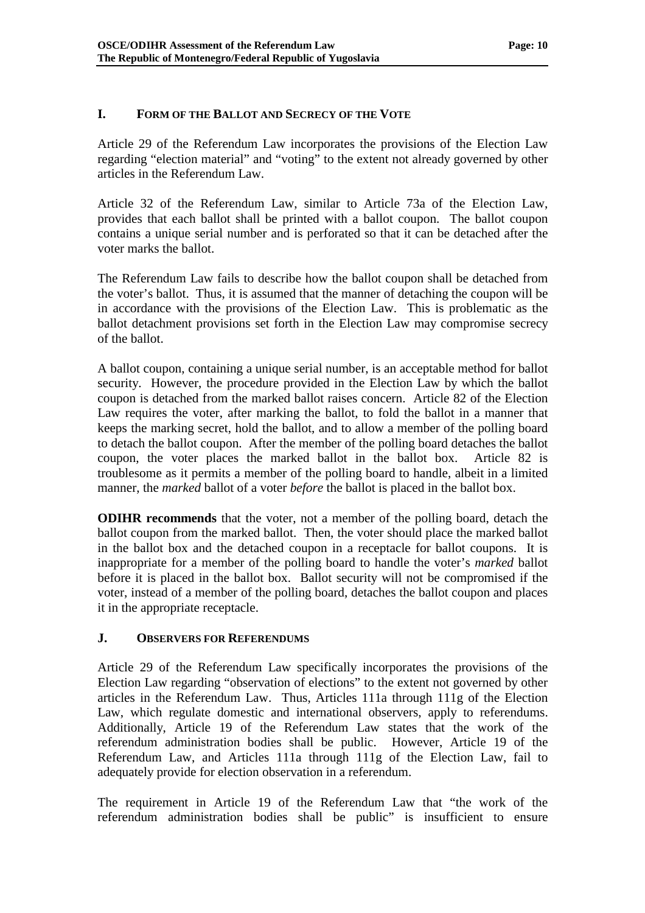## I. Form of the Ballot and Secrecy of the Vote

Article 29 of the Referendum Law incorporates the provisions of the Election Law regarding "election material" and "voting" to the extent not already governed by other articles in the Referendum Law.

Article 32 of the Referendum Law, similar to Article 73a of the Election Law, provides that each ballot shall be printed with a ballot coupon. The ballot coupon contains a unique serial number and is perforated so that it can be detached after the voter marks the ballot.

The Referendum Law fails to describe how the ballot coupon shall be detached from the voter's ballot. Thus, it is assumed that the manner of detaching the coupon will be in accordance with the provisions of the Election Law. This is problematic as the ballot detachment provisions set forth in the Election Law may compromise secrecy of the ballot.

A ballot coupon, containing a unique serial number, is an acceptable method for ballot security. However, the procedure provided in the Election Law by which the ballot coupon is detached from the marked ballot raises concern. Article 82 of the Election Law requires the voter, after marking the ballot, to fold the ballot in a manner that keeps the marking secret, hold the ballot, and to allow a member of the polling board to detach the ballot coupon. After the member of the polling board detaches the ballot coupon, the voter places the marked ballot in the ballot box. Article 82 is troublesome as it permits a member of the polling board to handle, albeit in a limited manner, the *marked* ballot of a voter *before* the ballot is placed in the ballot box.

**ODIHR recommends** that the voter, not a member of the polling board, detach the ballot coupon from the marked ballot. Then, the voter should place the marked ballot in the ballot box and the detached coupon in a receptacle for ballot coupons. It is inappropriate for a member of the polling board to handle the voter's *marked* ballot before it is placed in the ballot box. Ballot security will not be compromised if the voter, instead of a member of the polling board, detaches the ballot coupon and places it in the appropriate receptacle.

## J. Observers for Referendums

Article 29 of the Referendum Law specifically incorporates the provisions of the Election Law regarding "observation of elections" to the extent not governed by other articles in the Referendum Law. Thus, Articles 111a through 111g of the Election Law, which regulate domestic and international observers, apply to referendums. Additionally, Article 19 of the Referendum Law states that the work of the referendum administration bodies shall be public. However, Article 19 of the Referendum Law, and Articles 111a through 111g of the Election Law, fail to adequately provide for election observation in a referendum.

The requirement in Article 19 of the Referendum Law that "the work of the referendum administration bodies shall be public" is insufficient to ensure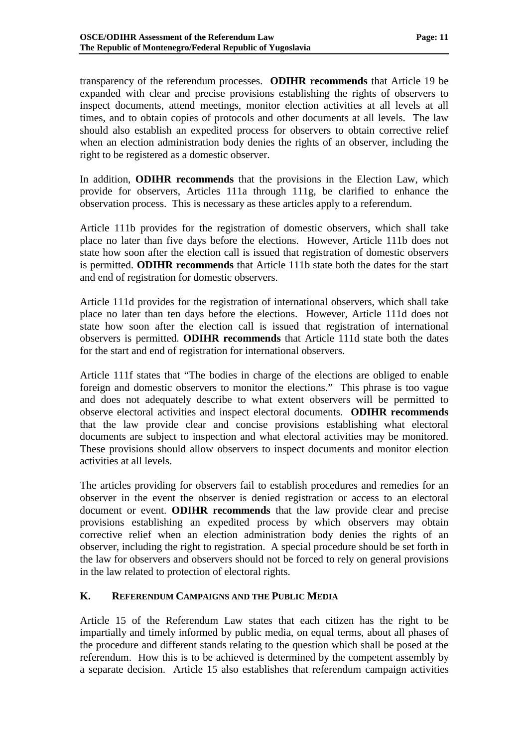transparency of the referendum processes. **ODIHR recommends** that Article 19 be expanded with clear and precise provisions establishing the rights of observers to inspect documents, attend meetings, monitor election activities at all levels at all times, and to obtain copies of protocols and other documents at all levels. The law should also establish an expedited process for observers to obtain corrective relief when an election administration body denies the rights of an observer, including the right to be registered as a domestic observer.

In addition, **ODIHR recommends** that the provisions in the Election Law, which provide for observers, Articles 111a through 111g, be clarified to enhance the observation process. This is necessary as these articles apply to a referendum.

Article 111b provides for the registration of domestic observers, which shall take place no later than five days before the elections. However, Article 111b does not state how soon after the election call is issued that registration of domestic observers is permitted. **ODIHR recommends** that Article 111b state both the dates for the start and end of registration for domestic observers.

Article 111d provides for the registration of international observers, which shall take place no later than ten days before the elections. However, Article 111d does not state how soon after the election call is issued that registration of international observers is permitted. **ODIHR recommends** that Article 111d state both the dates for the start and end of registration for international observers.

Article 111f states that "The bodies in charge of the elections are obliged to enable foreign and domestic observers to monitor the elections." This phrase is too vague and does not adequately describe to what extent observers will be permitted to observe electoral activities and inspect electoral documents. **ODIHR recommends** that the law provide clear and concise provisions establishing what electoral documents are subject to inspection and what electoral activities may be monitored. These provisions should allow observers to inspect documents and monitor election activities at all levels.

The articles providing for observers fail to establish procedures and remedies for an observer in the event the observer is denied registration or access to an electoral document or event. **ODIHR recommends** that the law provide clear and precise provisions establishing an expedited process by which observers may obtain corrective relief when an election administration body denies the rights of an observer, including the right to registration. A special procedure should be set forth in the law for observers and observers should not be forced to rely on general provisions in the law related to protection of electoral rights.

## K. REFERENDUM CAMPAIGNS AND THE PUBLIC MEDIA

Article 15 of the Referendum Law states that each citizen has the right to be impartially and timely informed by public media, on equal terms, about all phases of the procedure and different stands relating to the question which shall be posed at the referendum. How this is to be achieved is determined by the competent assembly by a separate decision. Article 15 also establishes that referendum campaign activities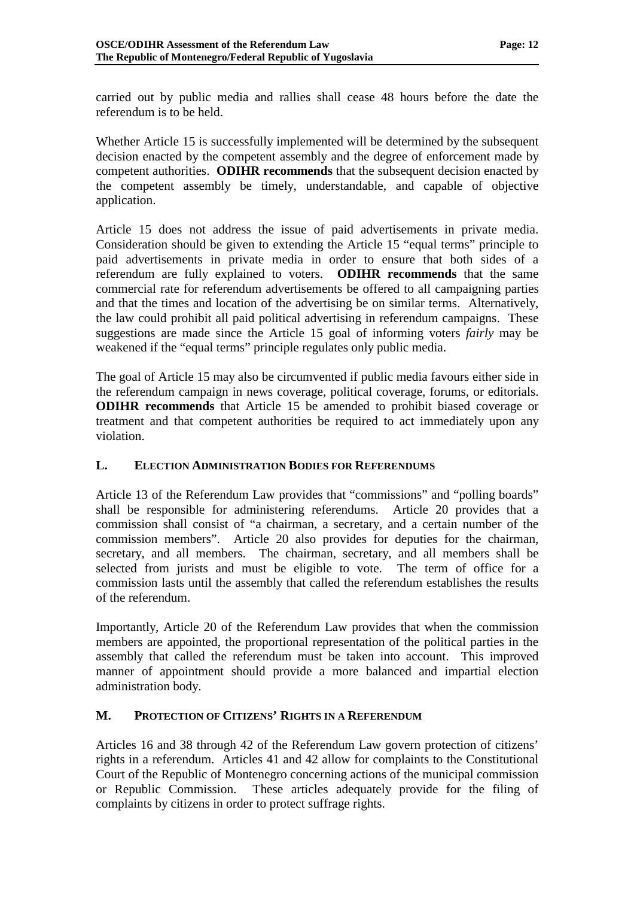carried out by public media and rallies shall cease 48 hours before the date the referendum is to be held.

Whether Article 15 is successfully implemented will be determined by the subsequent decision enacted by the competent assembly and the degree of enforcement made by competent authorities. **ODIHR recommends** that the subsequent decision enacted by the competent assembly be timely, understandable, and capable of objective application.

Article 15 does not address the issue of paid advertisements in private media. Consideration should be given to extending the Article 15 "equal terms" principle to paid advertisements in private media in order to ensure that both sides of a referendum are fully explained to voters. **ODIHR recommends** that the same commercial rate for referendum advertisements be offered to all campaigning parties and that the times and location of the advertising be on similar terms. Alternatively, the law could prohibit all paid political advertising in referendum campaigns. These suggestions are made since the Article 15 goal of informing voters *fairly* may be weakened if the "equal terms" principle regulates only public media.

The goal of Article 15 may also be circumvented if public media favours either side in the referendum campaign in news coverage, political coverage, forums, or editorials. **ODIHR recommends** that Article 15 be amended to prohibit biased coverage or treatment and that competent authorities be required to act immediately upon any violation.

## L. Election Administration Bodies for Referendums

Article 13 of the Referendum Law provides that "commissions" and "polling boards" shall be responsible for administering referendums. Article 20 provides that a commission shall consist of "a chairman, a secretary, and a certain number of the commission members". Article 20 also provides for deputies for the chairman, secretary, and all members. The chairman, secretary, and all members shall be selected from jurists and must be eligible to vote. The term of office for a commission lasts until the assembly that called the referendum establishes the results of the referendum.

Importantly, Article 20 of the Referendum Law provides that when the commission members are appointed, the proportional representation of the political parties in the assembly that called the referendum must be taken into account. This improved manner of appointment should provide a more balanced and impartial election administration body.

## M. Protection of Citizens' Rights in a Referendum

Articles 16 and 38 through 42 of the Referendum Law govern protection of citizens' rights in a referendum. Articles 41 and 42 allow for complaints to the Constitutional Court of the Republic of Montenegro concerning actions of the municipal commission or Republic Commission. These articles adequately provide for the filing of complaints by citizens in order to protect suffrage rights.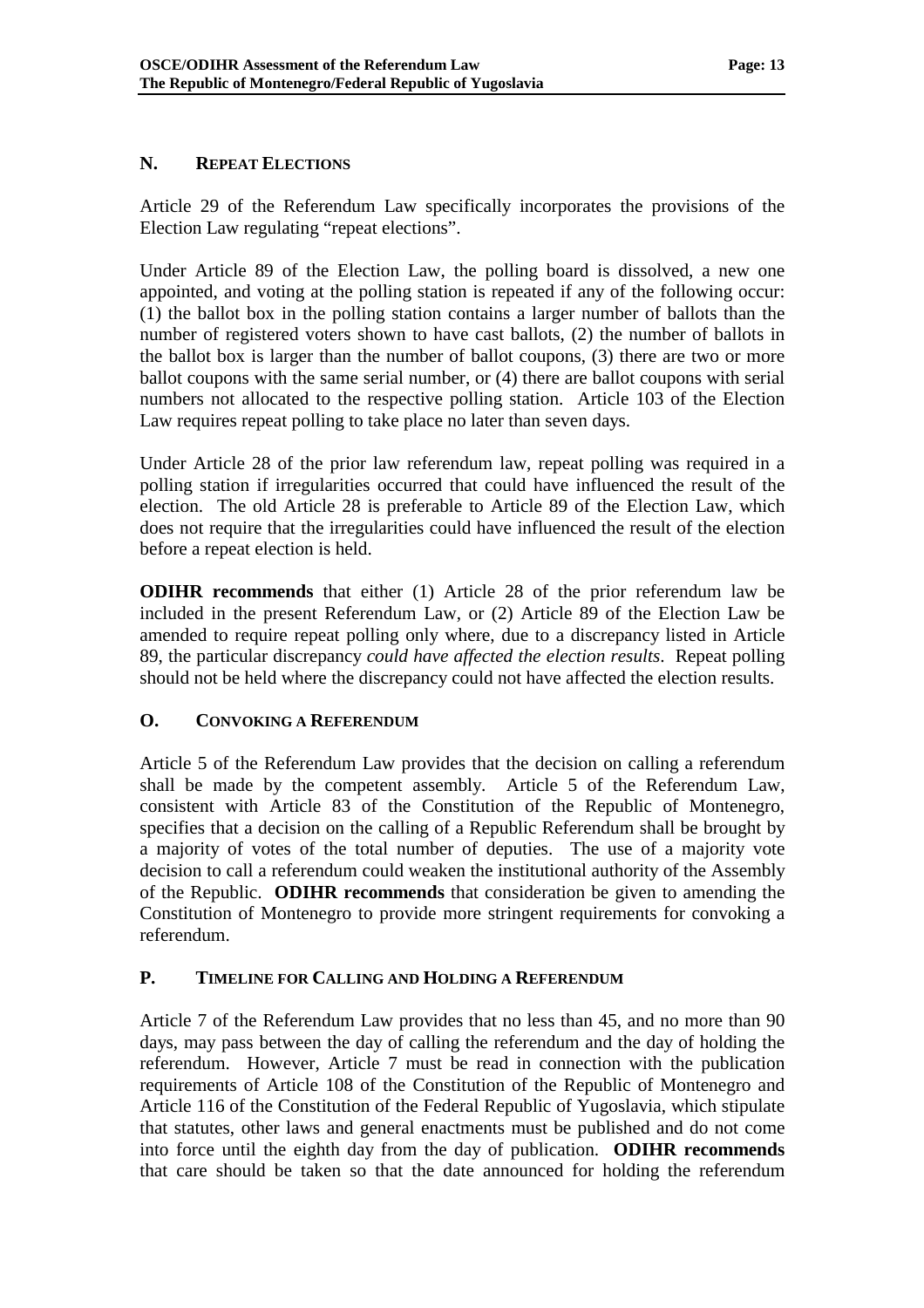## N. REPEAT ELECTIONS

Article 29 of the Referendum Law specifically incorporates the provisions of the Election Law regulating "repeat elections".

Under Article 89 of the Election Law, the polling board is dissolved, a new one appointed, and voting at the polling station is repeated if any of the following occur: (1) the ballot box in the polling station contains a larger number of ballots than the number of registered voters shown to have cast ballots, (2) the number of ballots in the ballot box is larger than the number of ballot coupons, (3) there are two or more ballot coupons with the same serial number, or (4) there are ballot coupons with serial numbers not allocated to the respective polling station. Article 103 of the Election Law requires repeat polling to take place no later than seven days.

Under Article 28 of the prior law referendum law, repeat polling was required in a polling station if irregularities occurred that could have influenced the result of the election. The old Article 28 is preferable to Article 89 of the Election Law, which does not require that the irregularities could have influenced the result of the election before a repeat election is held.

**ODIHR recommends** that either (1) Article 28 of the prior referendum law be included in the present Referendum Law, or (2) Article 89 of the Election Law be amended to require repeat polling only where, due to a discrepancy listed in Article 89, the particular discrepancy *could have affected the election results*. Repeat polling should not be held where the discrepancy could not have affected the election results.

## O. CONVOKING A REFERENDUM

Article 5 of the Referendum Law provides that the decision on calling a referendum shall be made by the competent assembly. Article 5 of the Referendum Law, consistent with Article 83 of the Constitution of the Republic of Montenegro, specifies that a decision on the calling of a Republic Referendum shall be brought by a majority of votes of the total number of deputies. The use of a majority vote decision to call a referendum could weaken the institutional authority of the Assembly of the Republic. **ODIHR recommends** that consideration be given to amending the Constitution of Montenegro to provide more stringent requirements for convoking a referendum.

## P. TIMELINE FOR CALLING AND HOLDING A REFERENDUM

Article 7 of the Referendum Law provides that no less than 45, and no more than 90 days, may pass between the day of calling the referendum and the day of holding the referendum. However, Article 7 must be read in connection with the publication requirements of Article 108 of the Constitution of the Republic of Montenegro and Article 116 of the Constitution of the Federal Republic of Yugoslavia, which stipulate that statutes, other laws and general enactments must be published and do not come into force until the eighth day from the day of publication. **ODIHR recommends** that care should be taken so that the date announced for holding the referendum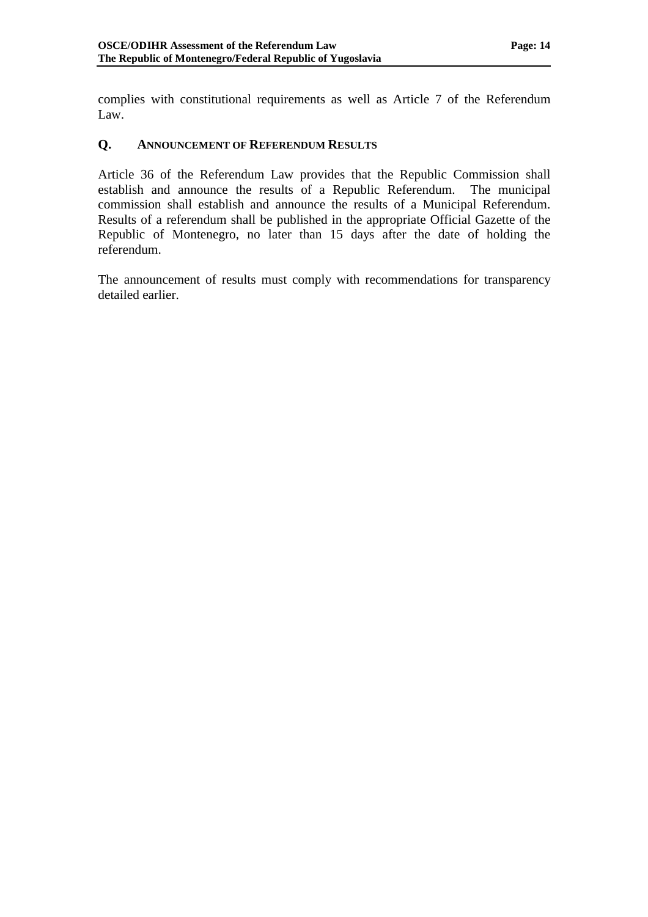complies with constitutional requirements as well as Article 7 of the Referendum Law.

## Q. ANNOUNCEMENT OF REFERENDUM RESULTS

Article 36 of the Referendum Law provides that the Republic Commission shall establish and announce the results of a Republic Referendum. The municipal commission shall establish and announce the results of a Municipal Referendum. Results of a referendum shall be published in the appropriate Official Gazette of the Republic of Montenegro, no later than 15 days after the date of holding the referendum.

The announcement of results must comply with recommendations for transparency detailed earlier.